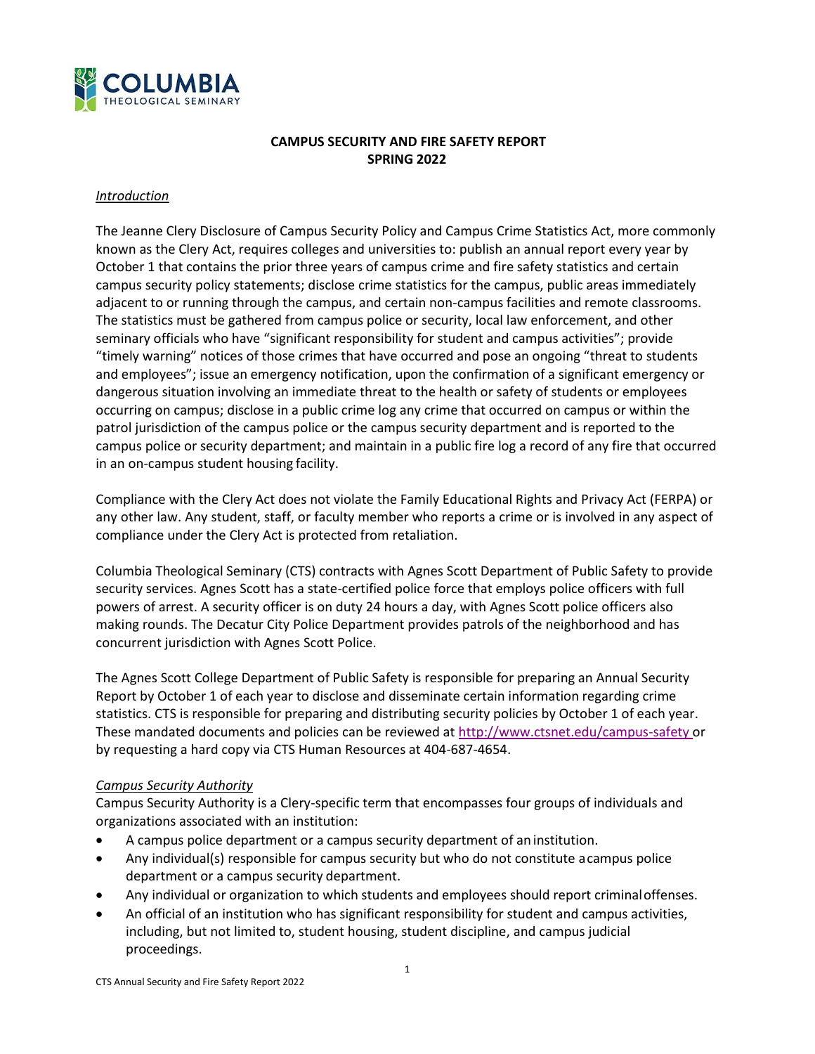# CAMPUS SECURITY AND FIRE SAFETY REPORT
## SPRING 2022

### *Introduction*

The Jeanne Clery Disclosure of Campus Security Policy and Campus Crime Statistics Act, more commonly known as the Clery Act, requires colleges and universities to: publish an annual report every year by October 1 that contains the prior three years of campus crime and fire safety statistics and certain campus security policy statements; disclose crime statistics for the campus, public areas immediately adjacent to or running through the campus, and certain non-campus facilities and remote classrooms. The statistics must be gathered from campus police or security, local law enforcement, and other seminary officials who have "significant responsibility for student and campus activities"; provide "timely warning" notices of those crimes that have occurred and pose an ongoing "threat to students and employees"; issue an emergency notification, upon the confirmation of a significant emergency or dangerous situation involving an immediate threat to the health or safety of students or employees occurring on campus; disclose in a public crime log any crime that occurred on campus or within the patrol jurisdiction of the campus police or the campus security department and is reported to the campus police or security department; and maintain in a public fire log a record of any fire that occurred in an on-campus student housing facility.

Compliance with the Clery Act does not violate the Family Educational Rights and Privacy Act (FERPA) or any other law. Any student, staff, or faculty member who reports a crime or is involved in any aspect of compliance under the Clery Act is protected from retaliation.

Columbia Theological Seminary (CTS) contracts with Agnes Scott Department of Public Safety to provide security services. Agnes Scott has a state-certified police force that employs police officers with full powers of arrest. A security officer is on duty 24 hours a day, with Agnes Scott police officers also making rounds. The Decatur City Police Department provides patrols of the neighborhood and has concurrent jurisdiction with Agnes Scott Police.

The Agnes Scott College Department of Public Safety is responsible for preparing an Annual Security Report by October 1 of each year to disclose and disseminate certain information regarding crime statistics. CTS is responsible for preparing and distributing security policies by October 1 of each year. These mandated documents and policies can be reviewed at http://www.ctsnet.edu/campus-safety or by requesting a hard copy via CTS Human Resources at 404-687-4654.

### *Campus Security Authority*

Campus Security Authority is a Clery-specific term that encompasses four groups of individuals and organizations associated with an institution:

- A campus police department or a campus security department of an institution.
- Any individual(s) responsible for campus security but who do not constitute a campus police department or a campus security department.
- Any individual or organization to which students and employees should report criminal offenses.
- An official of an institution who has significant responsibility for student and campus activities, including, but not limited to, student housing, student discipline, and campus judicial proceedings.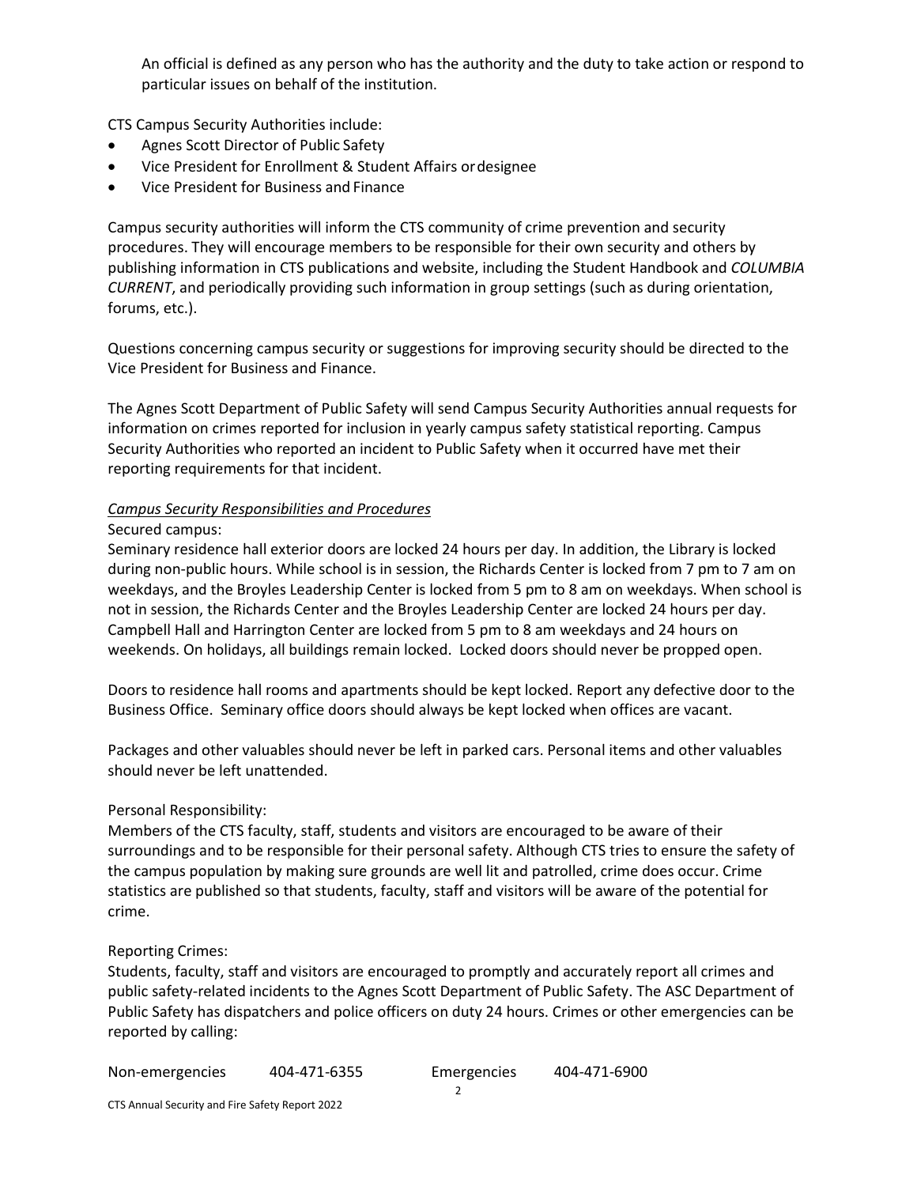An official is defined as any person who has the authority and the duty to take action or respond to particular issues on behalf of the institution.

CTS Campus Security Authorities include:

- Agnes Scott Director of Public Safety
- Vice President for Enrollment & Student Affairs or designee
- Vice President for Business and Finance

Campus security authorities will inform the CTS community of crime prevention and security procedures. They will encourage members to be responsible for their own security and others by publishing information in CTS publications and website, including the Student Handbook and *COLUMBIA CURRENT*, and periodically providing such information in group settings (such as during orientation, forums, etc.).

Questions concerning campus security or suggestions for improving security should be directed to the Vice President for Business and Finance.

The Agnes Scott Department of Public Safety will send Campus Security Authorities annual requests for information on crimes reported for inclusion in yearly campus safety statistical reporting. Campus Security Authorities who reported an incident to Public Safety when it occurred have met their reporting requirements for that incident.

*Campus Security Responsibilities and Procedures*

Secured campus:

Seminary residence hall exterior doors are locked 24 hours per day. In addition, the Library is locked during non-public hours. While school is in session, the Richards Center is locked from 7 pm to 7 am on weekdays, and the Broyles Leadership Center is locked from 5 pm to 8 am on weekdays. When school is not in session, the Richards Center and the Broyles Leadership Center are locked 24 hours per day. Campbell Hall and Harrington Center are locked from 5 pm to 8 am weekdays and 24 hours on weekends. On holidays, all buildings remain locked. Locked doors should never be propped open.

Doors to residence hall rooms and apartments should be kept locked. Report any defective door to the Business Office. Seminary office doors should always be kept locked when offices are vacant.

Packages and other valuables should never be left in parked cars. Personal items and other valuables should never be left unattended.

Personal Responsibility:

Members of the CTS faculty, staff, students and visitors are encouraged to be aware of their surroundings and to be responsible for their personal safety. Although CTS tries to ensure the safety of the campus population by making sure grounds are well lit and patrolled, crime does occur. Crime statistics are published so that students, faculty, staff and visitors will be aware of the potential for crime.

Reporting Crimes:

Students, faculty, staff and visitors are encouraged to promptly and accurately report all crimes and public safety-related incidents to the Agnes Scott Department of Public Safety. The ASC Department of Public Safety has dispatchers and police officers on duty 24 hours. Crimes or other emergencies can be reported by calling:

Non-emergencies 404-471-6355 Emergencies 404-471-6900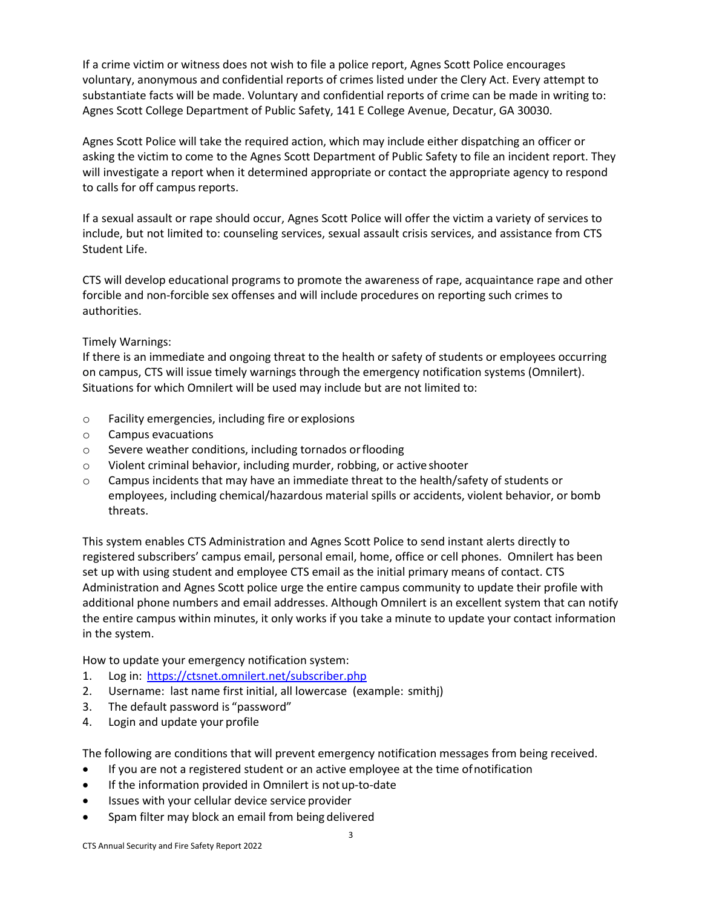If a crime victim or witness does not wish to file a police report, Agnes Scott Police encourages voluntary, anonymous and confidential reports of crimes listed under the Clery Act. Every attempt to substantiate facts will be made. Voluntary and confidential reports of crime can be made in writing to: Agnes Scott College Department of Public Safety, 141 E College Avenue, Decatur, GA 30030.

Agnes Scott Police will take the required action, which may include either dispatching an officer or asking the victim to come to the Agnes Scott Department of Public Safety to file an incident report. They will investigate a report when it determined appropriate or contact the appropriate agency to respond to calls for off campus reports.

If a sexual assault or rape should occur, Agnes Scott Police will offer the victim a variety of services to include, but not limited to: counseling services, sexual assault crisis services, and assistance from CTS Student Life.

CTS will develop educational programs to promote the awareness of rape, acquaintance rape and other forcible and non-forcible sex offenses and will include procedures on reporting such crimes to authorities.

Timely Warnings:
If there is an immediate and ongoing threat to the health or safety of students or employees occurring on campus, CTS will issue timely warnings through the emergency notification systems (Omnilert). Situations for which Omnilert will be used may include but are not limited to:

- Facility emergencies, including fire or explosions
- Campus evacuations
- Severe weather conditions, including tornados or flooding
- Violent criminal behavior, including murder, robbing, or active shooter
- Campus incidents that may have an immediate threat to the health/safety of students or employees, including chemical/hazardous material spills or accidents, violent behavior, or bomb threats.

This system enables CTS Administration and Agnes Scott Police to send instant alerts directly to registered subscribers' campus email, personal email, home, office or cell phones. Omnilert has been set up with using student and employee CTS email as the initial primary means of contact. CTS Administration and Agnes Scott police urge the entire campus community to update their profile with additional phone numbers and email addresses. Although Omnilert is an excellent system that can notify the entire campus within minutes, it only works if you take a minute to update your contact information in the system.

How to update your emergency notification system:

1. Log in: [https://ctsnet.omnilert.net/subscriber.php](https://ctsnet.omnilert.net/subscriber.php)
2. Username: last name first initial, all lowercase (example: smithj)
3. The default password is "password"
4. Login and update your profile

The following are conditions that will prevent emergency notification messages from being received.

- If you are not a registered student or an active employee at the time of notification
- If the information provided in Omnilert is not up-to-date
- Issues with your cellular device service provider
- Spam filter may block an email from being delivered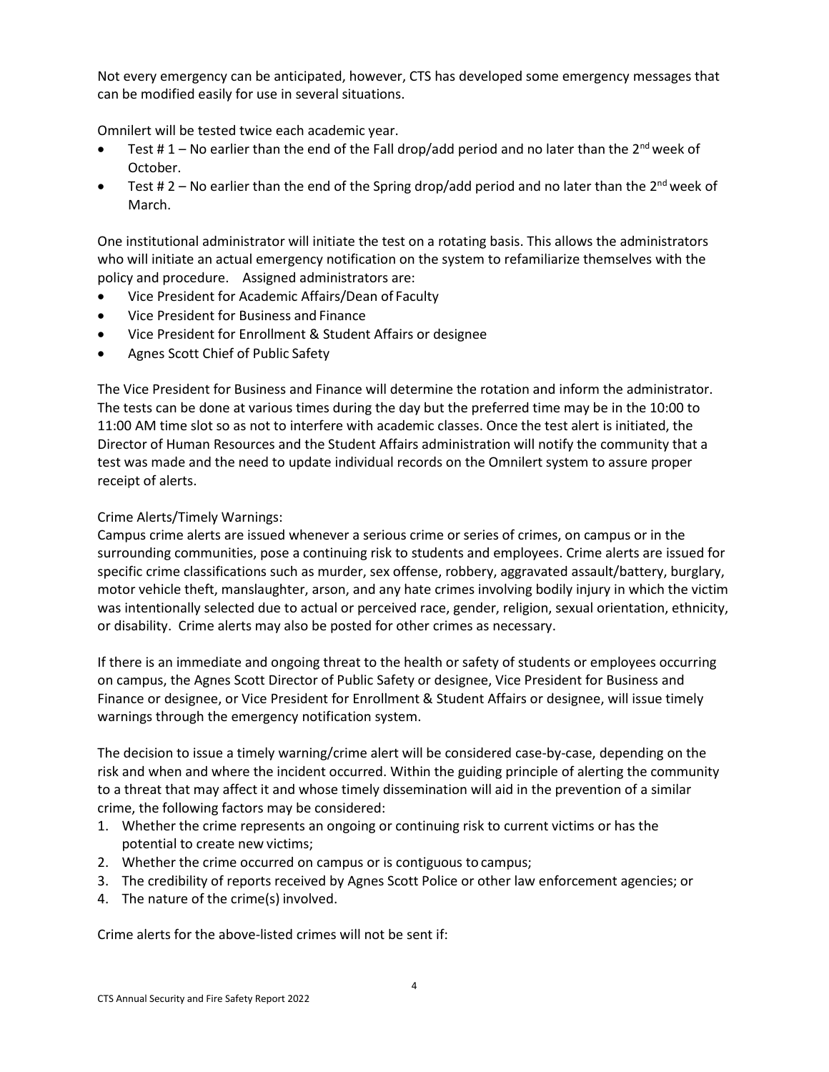Not every emergency can be anticipated, however, CTS has developed some emergency messages that can be modified easily for use in several situations.

Omnilert will be tested twice each academic year.

- Test # 1 – No earlier than the end of the Fall drop/add period and no later than the 2nd week of October.
- Test # 2 – No earlier than the end of the Spring drop/add period and no later than the 2nd week of March.

One institutional administrator will initiate the test on a rotating basis. This allows the administrators who will initiate an actual emergency notification on the system to refamiliarize themselves with the policy and procedure. Assigned administrators are:

- Vice President for Academic Affairs/Dean of Faculty
- Vice President for Business and Finance
- Vice President for Enrollment & Student Affairs or designee
- Agnes Scott Chief of Public Safety

The Vice President for Business and Finance will determine the rotation and inform the administrator. The tests can be done at various times during the day but the preferred time may be in the 10:00 to 11:00 AM time slot so as not to interfere with academic classes. Once the test alert is initiated, the Director of Human Resources and the Student Affairs administration will notify the community that a test was made and the need to update individual records on the Omnilert system to assure proper receipt of alerts.

Crime Alerts/Timely Warnings:

Campus crime alerts are issued whenever a serious crime or series of crimes, on campus or in the surrounding communities, pose a continuing risk to students and employees. Crime alerts are issued for specific crime classifications such as murder, sex offense, robbery, aggravated assault/battery, burglary, motor vehicle theft, manslaughter, arson, and any hate crimes involving bodily injury in which the victim was intentionally selected due to actual or perceived race, gender, religion, sexual orientation, ethnicity, or disability. Crime alerts may also be posted for other crimes as necessary.

If there is an immediate and ongoing threat to the health or safety of students or employees occurring on campus, the Agnes Scott Director of Public Safety or designee, Vice President for Business and Finance or designee, or Vice President for Enrollment & Student Affairs or designee, will issue timely warnings through the emergency notification system.

The decision to issue a timely warning/crime alert will be considered case-by-case, depending on the risk and when and where the incident occurred. Within the guiding principle of alerting the community to a threat that may affect it and whose timely dissemination will aid in the prevention of a similar crime, the following factors may be considered:

1. Whether the crime represents an ongoing or continuing risk to current victims or has the potential to create new victims;
2. Whether the crime occurred on campus or is contiguous to campus;
3. The credibility of reports received by Agnes Scott Police or other law enforcement agencies; or
4. The nature of the crime(s) involved.

Crime alerts for the above-listed crimes will not be sent if: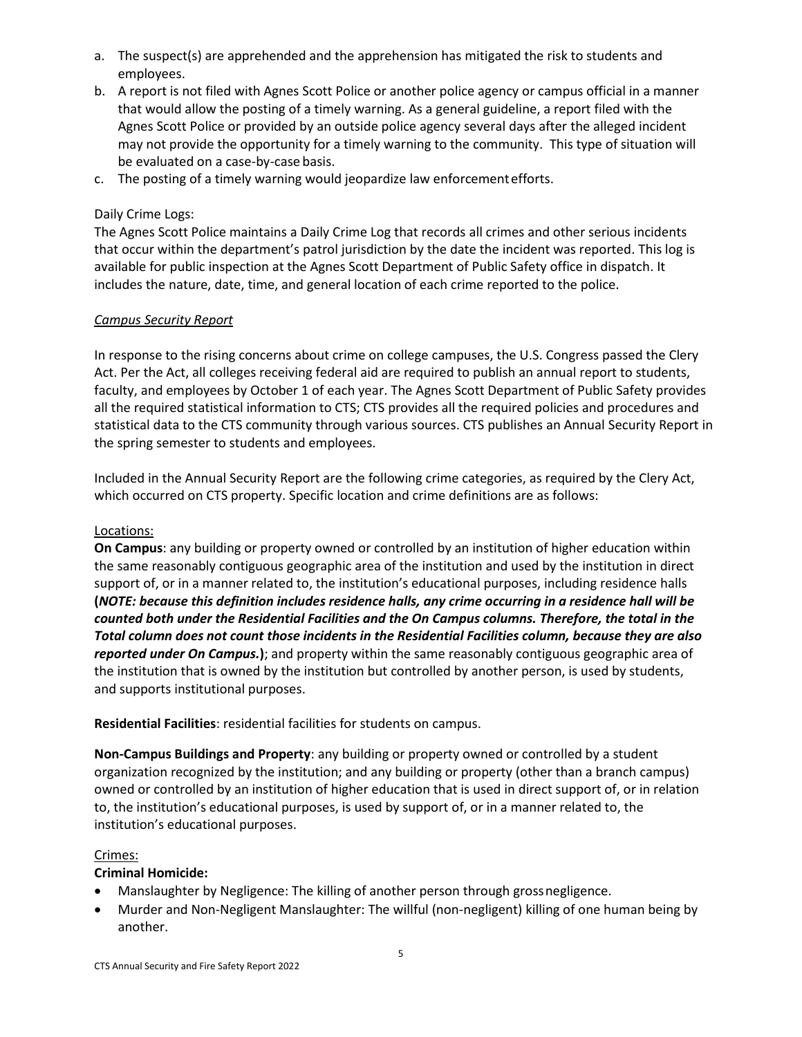a. The suspect(s) are apprehended and the apprehension has mitigated the risk to students and employees.
b. A report is not filed with Agnes Scott Police or another police agency or campus official in a manner that would allow the posting of a timely warning. As a general guideline, a report filed with the Agnes Scott Police or provided by an outside police agency several days after the alleged incident may not provide the opportunity for a timely warning to the community. This type of situation will be evaluated on a case-by-case basis.
c. The posting of a timely warning would jeopardize law enforcement efforts.

Daily Crime Logs:
The Agnes Scott Police maintains a Daily Crime Log that records all crimes and other serious incidents that occur within the department's patrol jurisdiction by the date the incident was reported. This log is available for public inspection at the Agnes Scott Department of Public Safety office in dispatch. It includes the nature, date, time, and general location of each crime reported to the police.

*Campus Security Report*

In response to the rising concerns about crime on college campuses, the U.S. Congress passed the Clery Act. Per the Act, all colleges receiving federal aid are required to publish an annual report to students, faculty, and employees by October 1 of each year. The Agnes Scott Department of Public Safety provides all the required statistical information to CTS; CTS provides all the required policies and procedures and statistical data to the CTS community through various sources. CTS publishes an Annual Security Report in the spring semester to students and employees.

Included in the Annual Security Report are the following crime categories, as required by the Clery Act, which occurred on CTS property. Specific location and crime definitions are as follows:

Locations:
**On Campus**: any building or property owned or controlled by an institution of higher education within the same reasonably contiguous geographic area of the institution and used by the institution in direct support of, or in a manner related to, the institution's educational purposes, including residence halls **(*NOTE: because this definition includes residence halls, any crime occurring in a residence hall will be counted both under the Residential Facilities and the On Campus columns. Therefore, the total in the Total column does not count those incidents in the Residential Facilities column, because they are also reported under On Campus.*)**; and property within the same reasonably contiguous geographic area of the institution that is owned by the institution but controlled by another person, is used by students, and supports institutional purposes.

**Residential Facilities**: residential facilities for students on campus.

**Non-Campus Buildings and Property**: any building or property owned or controlled by a student organization recognized by the institution; and any building or property (other than a branch campus) owned or controlled by an institution of higher education that is used in direct support of, or in relation to, the institution's educational purposes, is used by support of, or in a manner related to, the institution's educational purposes.

Crimes:
**Criminal Homicide:**

- Manslaughter by Negligence: The killing of another person through gross negligence.
- Murder and Non-Negligent Manslaughter: The willful (non-negligent) killing of one human being by another.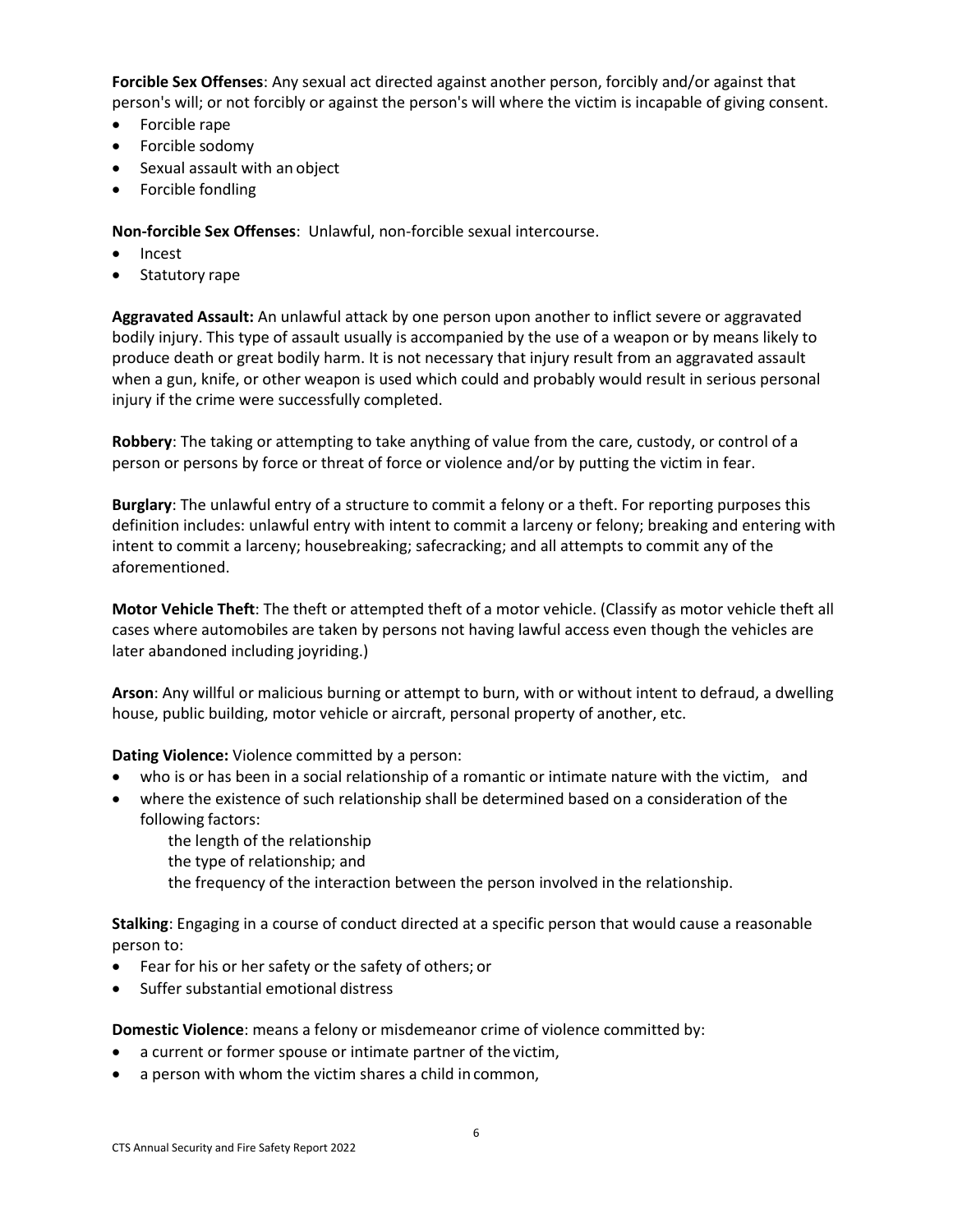**Forcible Sex Offenses**: Any sexual act directed against another person, forcibly and/or against that person's will; or not forcibly or against the person's will where the victim is incapable of giving consent.

- Forcible rape
- Forcible sodomy
- Sexual assault with an object
- Forcible fondling

**Non-forcible Sex Offenses**: Unlawful, non-forcible sexual intercourse.

- Incest
- Statutory rape

**Aggravated Assault:** An unlawful attack by one person upon another to inflict severe or aggravated bodily injury. This type of assault usually is accompanied by the use of a weapon or by means likely to produce death or great bodily harm. It is not necessary that injury result from an aggravated assault when a gun, knife, or other weapon is used which could and probably would result in serious personal injury if the crime were successfully completed.

**Robbery**: The taking or attempting to take anything of value from the care, custody, or control of a person or persons by force or threat of force or violence and/or by putting the victim in fear.

**Burglary**: The unlawful entry of a structure to commit a felony or a theft. For reporting purposes this definition includes: unlawful entry with intent to commit a larceny or felony; breaking and entering with intent to commit a larceny; housebreaking; safecracking; and all attempts to commit any of the aforementioned.

**Motor Vehicle Theft**: The theft or attempted theft of a motor vehicle. (Classify as motor vehicle theft all cases where automobiles are taken by persons not having lawful access even though the vehicles are later abandoned including joyriding.)

**Arson**: Any willful or malicious burning or attempt to burn, with or without intent to defraud, a dwelling house, public building, motor vehicle or aircraft, personal property of another, etc.

**Dating Violence:** Violence committed by a person:

- who is or has been in a social relationship of a romantic or intimate nature with the victim, and
- where the existence of such relationship shall be determined based on a consideration of the following factors:
  - the length of the relationship
  - the type of relationship; and
  - the frequency of the interaction between the person involved in the relationship.

**Stalking**: Engaging in a course of conduct directed at a specific person that would cause a reasonable person to:

- Fear for his or her safety or the safety of others; or
- Suffer substantial emotional distress

**Domestic Violence**: means a felony or misdemeanor crime of violence committed by:

- a current or former spouse or intimate partner of the victim,
- a person with whom the victim shares a child in common,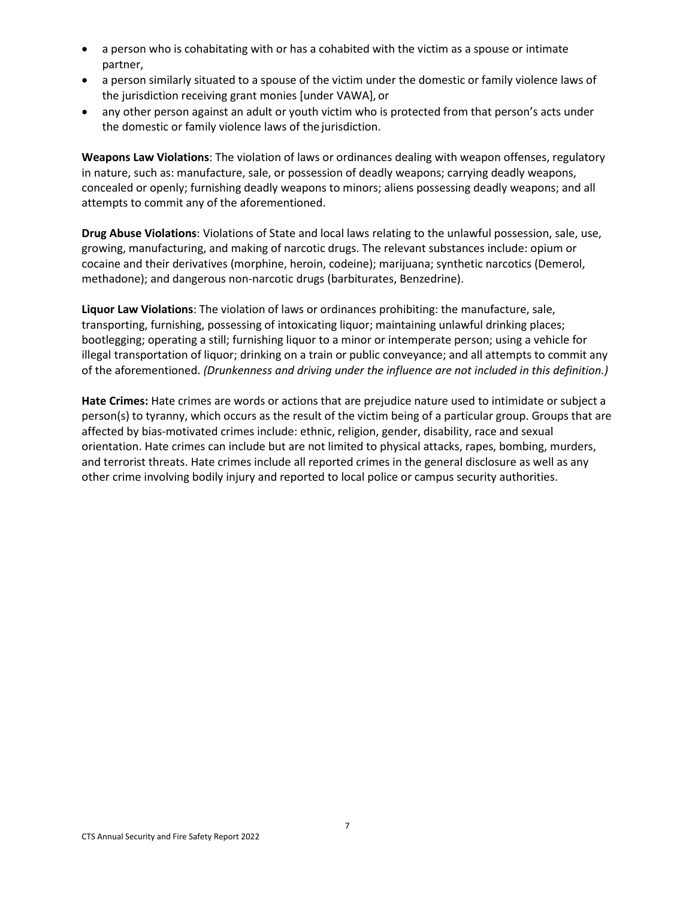- a person who is cohabitating with or has a cohabited with the victim as a spouse or intimate partner,
- a person similarly situated to a spouse of the victim under the domestic or family violence laws of the jurisdiction receiving grant monies [under VAWA], or
- any other person against an adult or youth victim who is protected from that person's acts under the domestic or family violence laws of the jurisdiction.

**Weapons Law Violations**: The violation of laws or ordinances dealing with weapon offenses, regulatory in nature, such as: manufacture, sale, or possession of deadly weapons; carrying deadly weapons, concealed or openly; furnishing deadly weapons to minors; aliens possessing deadly weapons; and all attempts to commit any of the aforementioned.

**Drug Abuse Violations**: Violations of State and local laws relating to the unlawful possession, sale, use, growing, manufacturing, and making of narcotic drugs. The relevant substances include: opium or cocaine and their derivatives (morphine, heroin, codeine); marijuana; synthetic narcotics (Demerol, methadone); and dangerous non-narcotic drugs (barbiturates, Benzedrine).

**Liquor Law Violations**: The violation of laws or ordinances prohibiting: the manufacture, sale, transporting, furnishing, possessing of intoxicating liquor; maintaining unlawful drinking places; bootlegging; operating a still; furnishing liquor to a minor or intemperate person; using a vehicle for illegal transportation of liquor; drinking on a train or public conveyance; and all attempts to commit any of the aforementioned. *(Drunkenness and driving under the influence are not included in this definition.)*

**Hate Crimes:** Hate crimes are words or actions that are prejudice nature used to intimidate or subject a person(s) to tyranny, which occurs as the result of the victim being of a particular group. Groups that are affected by bias-motivated crimes include: ethnic, religion, gender, disability, race and sexual orientation. Hate crimes can include but are not limited to physical attacks, rapes, bombing, murders, and terrorist threats. Hate crimes include all reported crimes in the general disclosure as well as any other crime involving bodily injury and reported to local police or campus security authorities.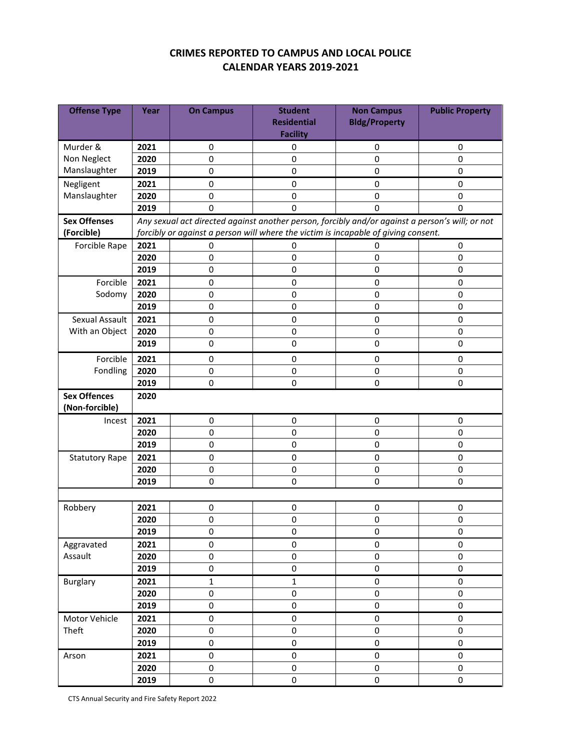# CRIMES REPORTED TO CAMPUS AND LOCAL POLICE
## CALENDAR YEARS 2019-2021

| Offense Type | Year | On Campus | Student Residential Facility | Non Campus Bldg/Property | Public Property |
|---|---|---|---|---|---|
| Murder & Non Neglect Manslaughter | 2021 | 0 | 0 | 0 | 0 |
| | 2020 | 0 | 0 | 0 | 0 |
| | 2019 | 0 | 0 | 0 | 0 |
| Negligent Manslaughter | 2021 | 0 | 0 | 0 | 0 |
| | 2020 | 0 | 0 | 0 | 0 |
| | 2019 | 0 | 0 | 0 | 0 |
| **Sex Offenses (Forcible)** | *Any sexual act directed against another person, forcibly and/or against a person's will; or not forcibly or against a person will where the victim is incapable of giving consent.* | | | | |
| Forcible Rape | 2021 | 0 | 0 | 0 | 0 |
| | 2020 | 0 | 0 | 0 | 0 |
| | 2019 | 0 | 0 | 0 | 0 |
| Forcible Sodomy | 2021 | 0 | 0 | 0 | 0 |
| | 2020 | 0 | 0 | 0 | 0 |
| | 2019 | 0 | 0 | 0 | 0 |
| Sexual Assault With an Object | 2021 | 0 | 0 | 0 | 0 |
| | 2020 | 0 | 0 | 0 | 0 |
| | 2019 | 0 | 0 | 0 | 0 |
| Forcible Fondling | 2021 | 0 | 0 | 0 | 0 |
| | 2020 | 0 | 0 | 0 | 0 |
| | 2019 | 0 | 0 | 0 | 0 |
| **Sex Offences (Non-forcible)** | 2020 | | | | |
| Incest | 2021 | 0 | 0 | 0 | 0 |
| | 2020 | 0 | 0 | 0 | 0 |
| | 2019 | 0 | 0 | 0 | 0 |
| Statutory Rape | 2021 | 0 | 0 | 0 | 0 |
| | 2020 | 0 | 0 | 0 | 0 |
| | 2019 | 0 | 0 | 0 | 0 |
| | | | | | |
| Robbery | 2021 | 0 | 0 | 0 | 0 |
| | 2020 | 0 | 0 | 0 | 0 |
| | 2019 | 0 | 0 | 0 | 0 |
| Aggravated Assault | 2021 | 0 | 0 | 0 | 0 |
| | 2020 | 0 | 0 | 0 | 0 |
| | 2019 | 0 | 0 | 0 | 0 |
| Burglary | 2021 | 1 | 1 | 0 | 0 |
| | 2020 | 0 | 0 | 0 | 0 |
| | 2019 | 0 | 0 | 0 | 0 |
| Motor Vehicle Theft | 2021 | 0 | 0 | 0 | 0 |
| | 2020 | 0 | 0 | 0 | 0 |
| | 2019 | 0 | 0 | 0 | 0 |
| Arson | 2021 | 0 | 0 | 0 | 0 |
| | 2020 | 0 | 0 | 0 | 0 |
| | 2019 | 0 | 0 | 0 | 0 |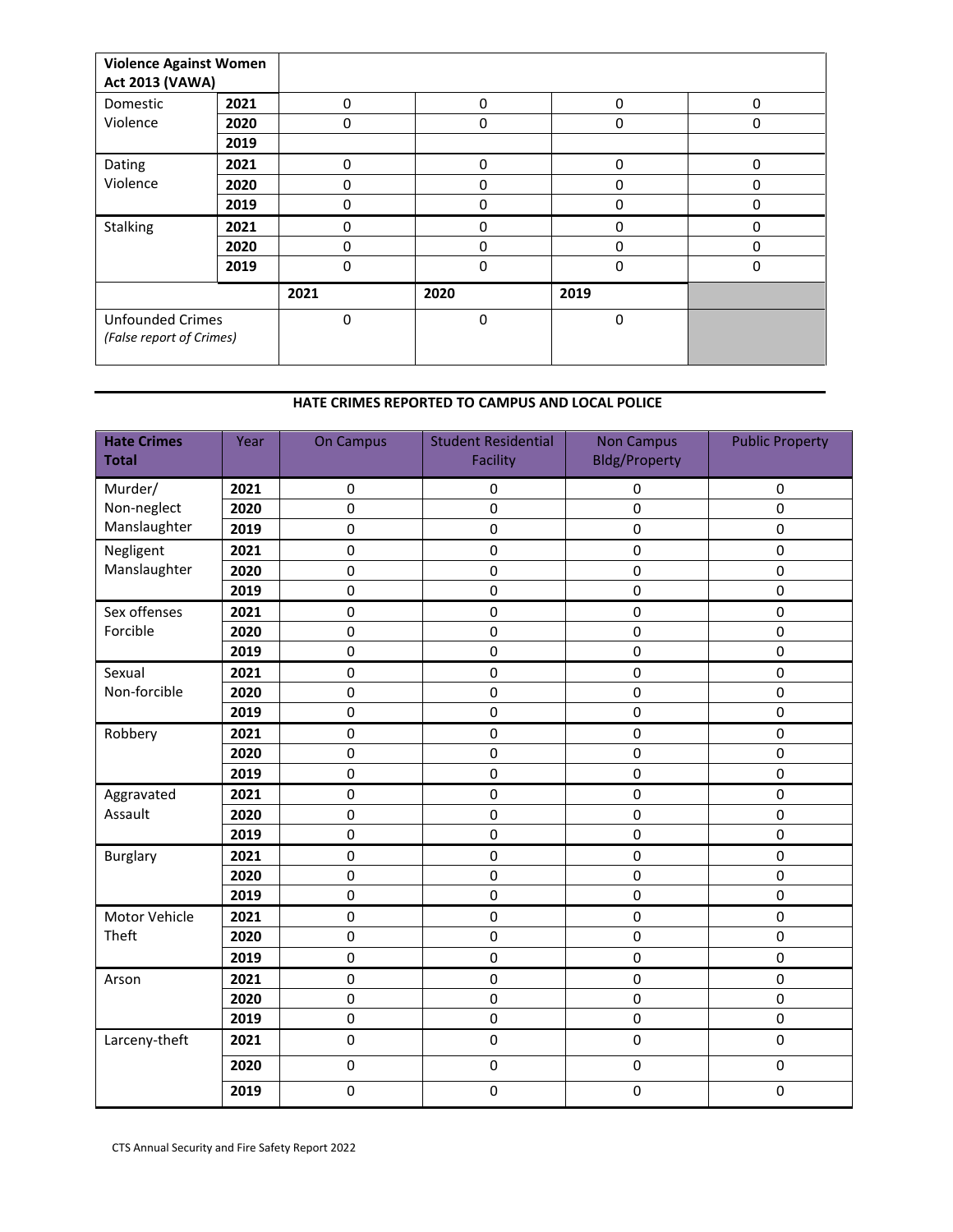| Violence Against Women Act 2013 (VAWA) | | | | | |
|---|---|---|---|---|---|
| Domestic Violence | 2021 | 0 | 0 | 0 | 0 |
| | 2020 | 0 | 0 | 0 | 0 |
| | 2019 | | | | |
| Dating Violence | 2021 | 0 | 0 | 0 | 0 |
| | 2020 | 0 | 0 | 0 | 0 |
| | 2019 | 0 | 0 | 0 | 0 |
| Stalking | 2021 | 0 | 0 | 0 | 0 |
| | 2020 | 0 | 0 | 0 | 0 |
| | 2019 | 0 | 0 | 0 | 0 |
| | | **2021** | **2020** | **2019** | |
| Unfounded Crimes *(False report of Crimes)* | | 0 | 0 | 0 | |

**HATE CRIMES REPORTED TO CAMPUS AND LOCAL POLICE**

| **Hate Crimes Total** | Year | On Campus | Student Residential Facility | Non Campus Bldg/Property | Public Property |
|---|---|---|---|---|---|
| Murder/ Non-neglect Manslaughter | 2021 | 0 | 0 | 0 | 0 |
| | 2020 | 0 | 0 | 0 | 0 |
| | 2019 | 0 | 0 | 0 | 0 |
| Negligent Manslaughter | 2021 | 0 | 0 | 0 | 0 |
| | 2020 | 0 | 0 | 0 | 0 |
| | 2019 | 0 | 0 | 0 | 0 |
| Sex offenses Forcible | 2021 | 0 | 0 | 0 | 0 |
| | 2020 | 0 | 0 | 0 | 0 |
| | 2019 | 0 | 0 | 0 | 0 |
| Sexual Non-forcible | 2021 | 0 | 0 | 0 | 0 |
| | 2020 | 0 | 0 | 0 | 0 |
| | 2019 | 0 | 0 | 0 | 0 |
| Robbery | 2021 | 0 | 0 | 0 | 0 |
| | 2020 | 0 | 0 | 0 | 0 |
| | 2019 | 0 | 0 | 0 | 0 |
| Aggravated Assault | 2021 | 0 | 0 | 0 | 0 |
| | 2020 | 0 | 0 | 0 | 0 |
| | 2019 | 0 | 0 | 0 | 0 |
| Burglary | 2021 | 0 | 0 | 0 | 0 |
| | 2020 | 0 | 0 | 0 | 0 |
| | 2019 | 0 | 0 | 0 | 0 |
| Motor Vehicle Theft | 2021 | 0 | 0 | 0 | 0 |
| | 2020 | 0 | 0 | 0 | 0 |
| | 2019 | 0 | 0 | 0 | 0 |
| Arson | 2021 | 0 | 0 | 0 | 0 |
| | 2020 | 0 | 0 | 0 | 0 |
| | 2019 | 0 | 0 | 0 | 0 |
| Larceny-theft | 2021 | 0 | 0 | 0 | 0 |
| | 2020 | 0 | 0 | 0 | 0 |
| | 2019 | 0 | 0 | 0 | 0 |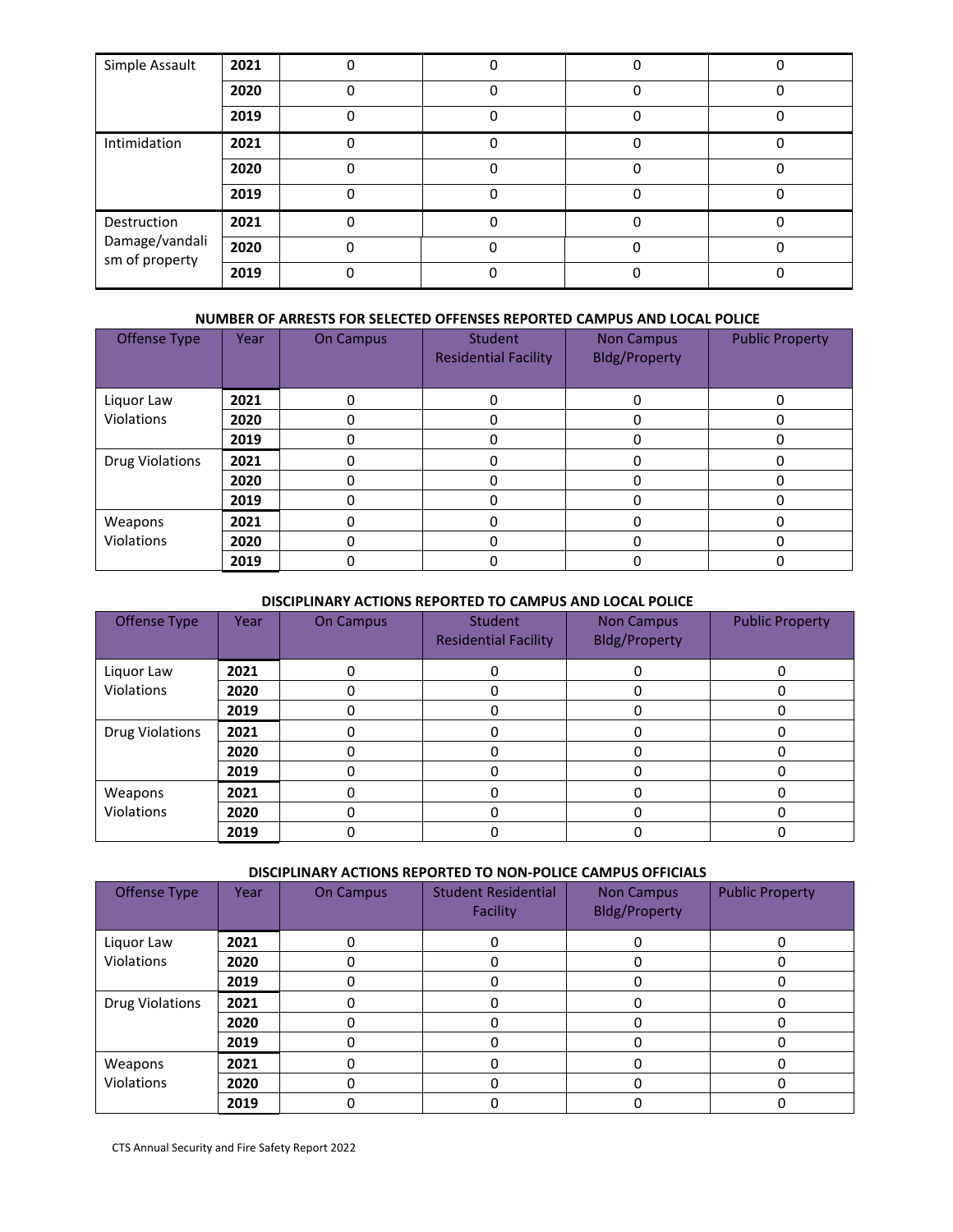| | | | | | |
|---|---|---|---|---|---|
| Simple Assault | **2021** | 0 | 0 | 0 | 0 |
| | **2020** | 0 | 0 | 0 | 0 |
| | **2019** | 0 | 0 | 0 | 0 |
| Intimidation | **2021** | 0 | 0 | 0 | 0 |
| | **2020** | 0 | 0 | 0 | 0 |
| | **2019** | 0 | 0 | 0 | 0 |
| Destruction Damage/vandalism of property | **2021** | 0 | 0 | 0 | 0 |
| | **2020** | 0 | 0 | 0 | 0 |
| | **2019** | 0 | 0 | 0 | 0 |

**NUMBER OF ARRESTS FOR SELECTED OFFENSES REPORTED CAMPUS AND LOCAL POLICE**

| Offense Type | Year | On Campus | Student Residential Facility | Non Campus Bldg/Property | Public Property |
|---|---|---|---|---|---|
| Liquor Law Violations | **2021** | 0 | 0 | 0 | 0 |
| | **2020** | 0 | 0 | 0 | 0 |
| | **2019** | 0 | 0 | 0 | 0 |
| Drug Violations | **2021** | 0 | 0 | 0 | 0 |
| | **2020** | 0 | 0 | 0 | 0 |
| | **2019** | 0 | 0 | 0 | 0 |
| Weapons Violations | **2021** | 0 | 0 | 0 | 0 |
| | **2020** | 0 | 0 | 0 | 0 |
| | **2019** | 0 | 0 | 0 | 0 |

**DISCIPLINARY ACTIONS REPORTED TO CAMPUS AND LOCAL POLICE**

| Offense Type | Year | On Campus | Student Residential Facility | Non Campus Bldg/Property | Public Property |
|---|---|---|---|---|---|
| Liquor Law Violations | **2021** | 0 | 0 | 0 | 0 |
| | **2020** | 0 | 0 | 0 | 0 |
| | **2019** | 0 | 0 | 0 | 0 |
| Drug Violations | **2021** | 0 | 0 | 0 | 0 |
| | **2020** | 0 | 0 | 0 | 0 |
| | **2019** | 0 | 0 | 0 | 0 |
| Weapons Violations | **2021** | 0 | 0 | 0 | 0 |
| | **2020** | 0 | 0 | 0 | 0 |
| | **2019** | 0 | 0 | 0 | 0 |

**DISCIPLINARY ACTIONS REPORTED TO NON-POLICE CAMPUS OFFICIALS**

| Offense Type | Year | On Campus | Student Residential Facility | Non Campus Bldg/Property | Public Property |
|---|---|---|---|---|---|
| Liquor Law Violations | **2021** | 0 | 0 | 0 | 0 |
| | **2020** | 0 | 0 | 0 | 0 |
| | **2019** | 0 | 0 | 0 | 0 |
| Drug Violations | **2021** | 0 | 0 | 0 | 0 |
| | **2020** | 0 | 0 | 0 | 0 |
| | **2019** | 0 | 0 | 0 | 0 |
| Weapons Violations | **2021** | 0 | 0 | 0 | 0 |
| | **2020** | 0 | 0 | 0 | 0 |
| | **2019** | 0 | 0 | 0 | 0 |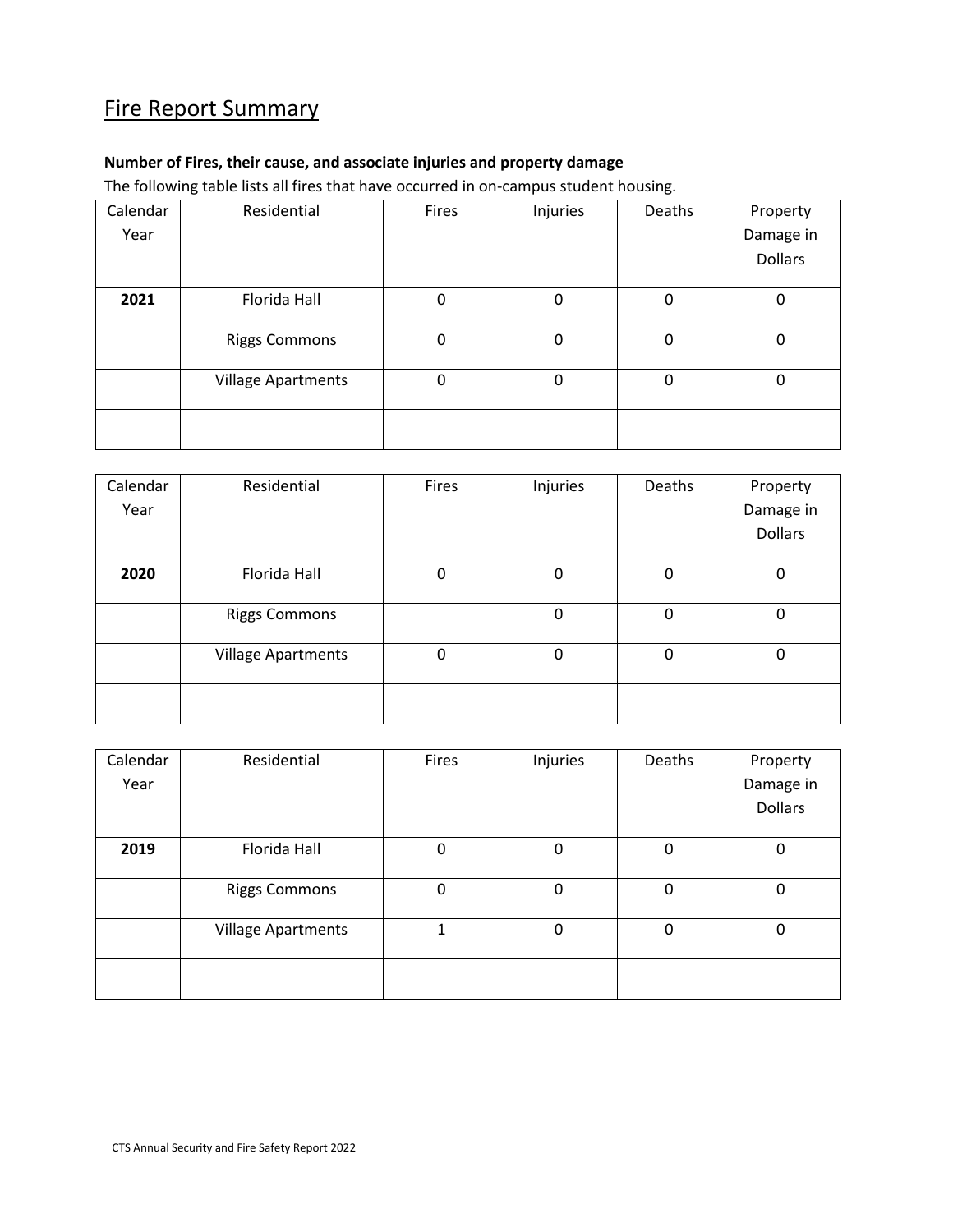# Fire Report Summary

**Number of Fires, their cause, and associate injuries and property damage**

The following table lists all fires that have occurred in on-campus student housing.

| Calendar Year | Residential | Fires | Injuries | Deaths | Property Damage in Dollars |
|---|---|---|---|---|---|
| **2021** | Florida Hall | 0 | 0 | 0 | 0 |
| | Riggs Commons | 0 | 0 | 0 | 0 |
| | Village Apartments | 0 | 0 | 0 | 0 |
| | | | | | |

| Calendar Year | Residential | Fires | Injuries | Deaths | Property Damage in Dollars |
|---|---|---|---|---|---|
| **2020** | Florida Hall | 0 | 0 | 0 | 0 |
| | Riggs Commons | | 0 | 0 | 0 |
| | Village Apartments | 0 | 0 | 0 | 0 |
| | | | | | |

| Calendar Year | Residential | Fires | Injuries | Deaths | Property Damage in Dollars |
|---|---|---|---|---|---|
| **2019** | Florida Hall | 0 | 0 | 0 | 0 |
| | Riggs Commons | 0 | 0 | 0 | 0 |
| | Village Apartments | 1 | 0 | 0 | 0 |
| | | | | | |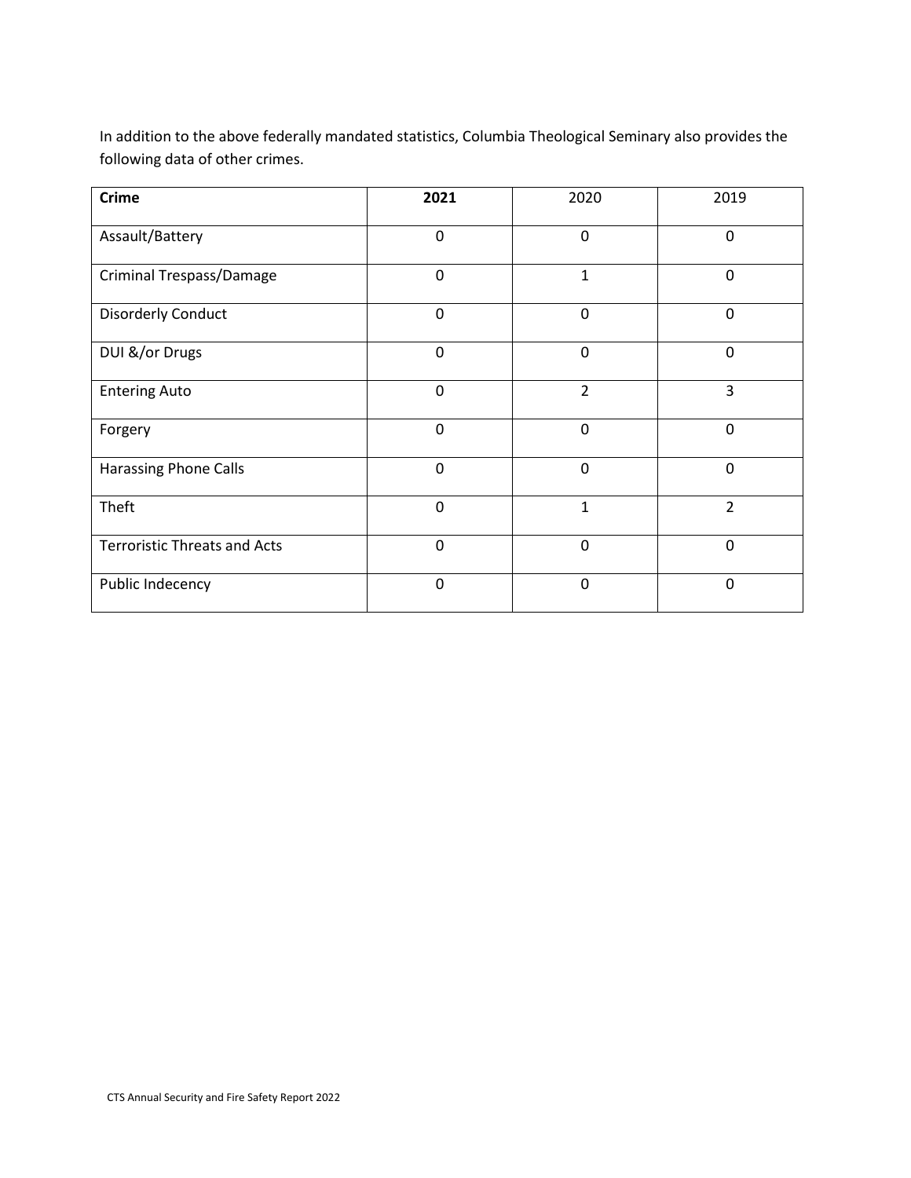In addition to the above federally mandated statistics, Columbia Theological Seminary also provides the following data of other crimes.

| **Crime** | **2021** | 2020 | 2019 |
| --- | --- | --- | --- |
| Assault/Battery | 0 | 0 | 0 |
| Criminal Trespass/Damage | 0 | 1 | 0 |
| Disorderly Conduct | 0 | 0 | 0 |
| DUI &/or Drugs | 0 | 0 | 0 |
| Entering Auto | 0 | 2 | 3 |
| Forgery | 0 | 0 | 0 |
| Harassing Phone Calls | 0 | 0 | 0 |
| Theft | 0 | 1 | 2 |
| Terroristic Threats and Acts | 0 | 0 | 0 |
| Public Indecency | 0 | 0 | 0 |